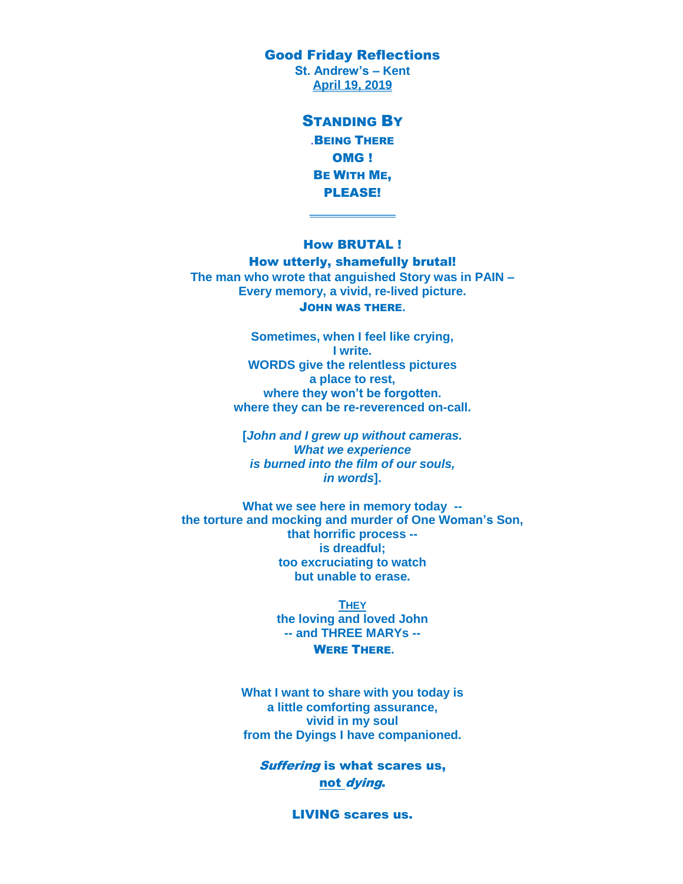# Good Friday Reflections

**St. Andrew's – Kent**
**April 19, 2019**

## STANDING BY

**.BEING THERE**
**OMG !**
**BE WITH ME,**
**PLEASE!**

---

**How BRUTAL !**
**How utterly, shamefully brutal!**
**The man who wrote that anguished Story was in PAIN –**
**Every memory, a vivid, re-lived picture.**
**JOHN WAS THERE.**

**Sometimes, when I feel like crying,**
**I write.**
**WORDS give the relentless pictures**
**a place to rest,**
**where they won't be forgotten.**
**where they can be re-reverenced on-call.**

**[*John and I grew up without cameras.***
***What we experience***
***is burned into the film of our souls,***
***in words*].**

**What we see here in memory today --**
**the torture and mocking and murder of One Woman's Son,**
**that horrific process --**
**is dreadful;**
**too excruciating to watch**
**but unable to erase.**

**THEY**
**the loving and loved John**
**-- and THREE MARYs --**
**WERE THERE.**

**What I want to share with you today is**
**a little comforting assurance,**
**vivid in my soul**
**from the Dyings I have companioned.**

***Suffering* is what scares us,**
**not *dying*.**

**LIVING scares us.**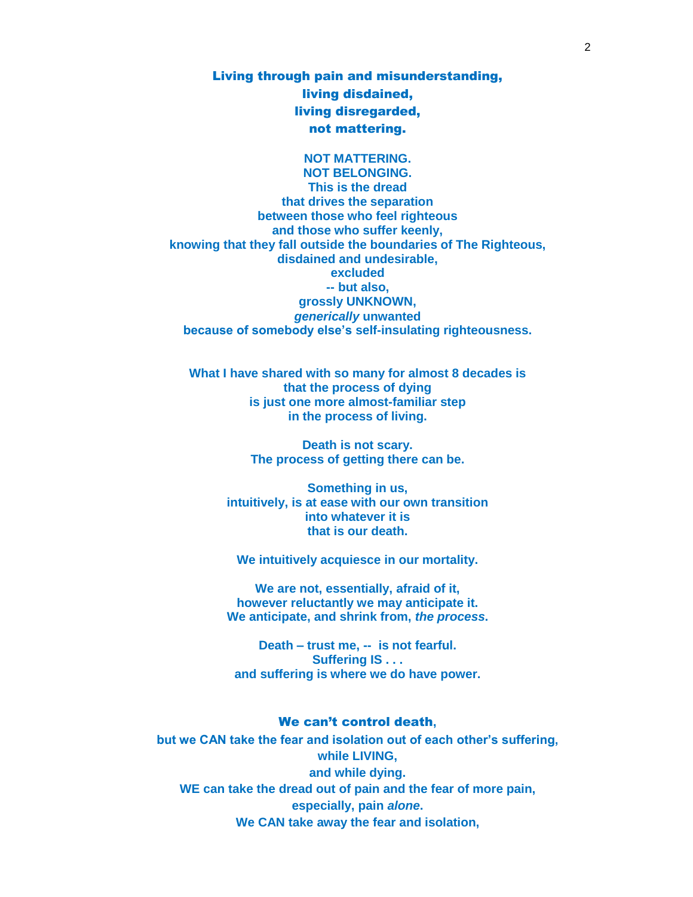**Living through pain and misunderstanding,**
**living disdained,**
**living disregarded,**
**not mattering.**

**NOT MATTERING.**
**NOT BELONGING.**
**This is the dread**
**that drives the separation**
**between those who feel righteous**
**and those who suffer keenly,**
**knowing that they fall outside the boundaries of The Righteous,**
**disdained and undesirable,**
**excluded**
**-- but also,**
**grossly UNKNOWN,**
***generically* unwanted**
**because of somebody else's self-insulating righteousness.**

**What I have shared with so many for almost 8 decades is**
**that the process of dying**
**is just one more almost-familiar step**
**in the process of living.**

**Death is not scary.**
**The process of getting there can be.**

**Something in us,**
**intuitively, is at ease with our own transition**
**into whatever it is**
**that is our death.**

**We intuitively acquiesce in our mortality.**

**We are not, essentially, afraid of it,**
**however reluctantly we may anticipate it.**
**We anticipate, and shrink from, *the process*.**

**Death – trust me, -- is not fearful.**
**Suffering IS . . .**
**and suffering is where we do have power.**

**We can't control death,**
**but we CAN take the fear and isolation out of each other's suffering,**
**while LIVING,**
**and while dying.**
**WE can take the dread out of pain and the fear of more pain,**
**especially, pain *alone*.**
**We CAN take away the fear and isolation,**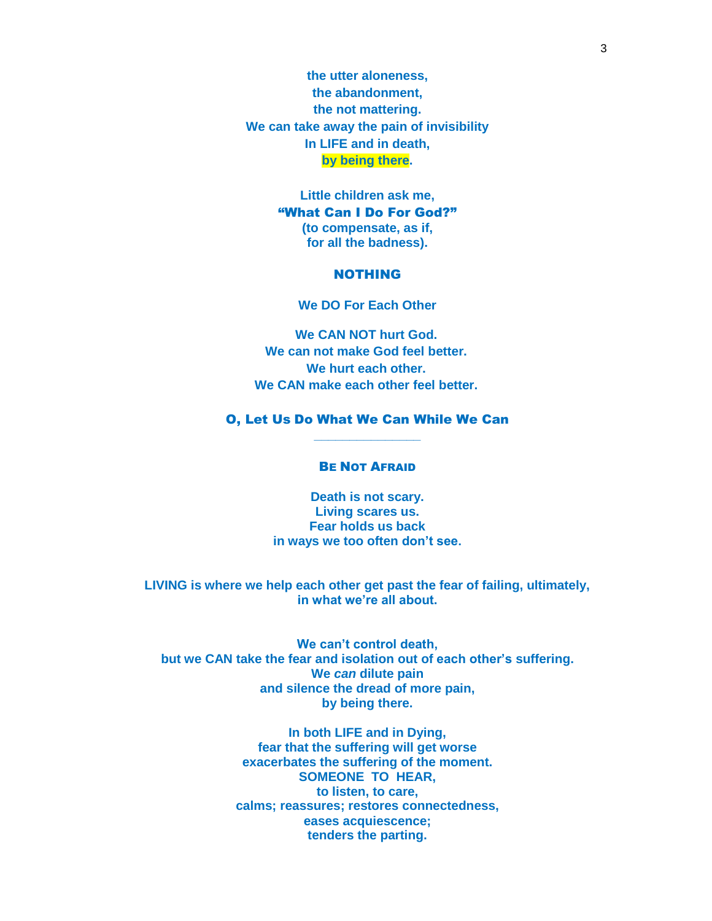**the utter aloneness,**
**the abandonment,**
**the not mattering.**
**We can take away the pain of invisibility**
**In LIFE and in death,**
**by being there.**

**Little children ask me,**
**"What Can I Do For God?"**
**(to compensate, as if,**
**for all the badness).**

**NOTHING**

**We DO For Each Other**

**We CAN NOT hurt God.**
**We can not make God feel better.**
**We hurt each other.**
**We CAN make each other feel better.**

**O, Let Us Do What We Can While We Can**

---

### BE NOT AFRAID

**Death is not scary.**
**Living scares us.**
**Fear holds us back**
**in ways we too often don't see.**

**LIVING is where we help each other get past the fear of failing, ultimately, in what we're all about.**

**We can't control death,**
**but we CAN take the fear and isolation out of each other's suffering.**
**We *can* dilute pain**
**and silence the dread of more pain,**
**by being there.**

**In both LIFE and in Dying,**
**fear that the suffering will get worse**
**exacerbates the suffering of the moment.**
**SOMEONE TO HEAR,**
**to listen, to care,**
**calms; reassures; restores connectedness,**
**eases acquiescence;**
**tenders the parting.**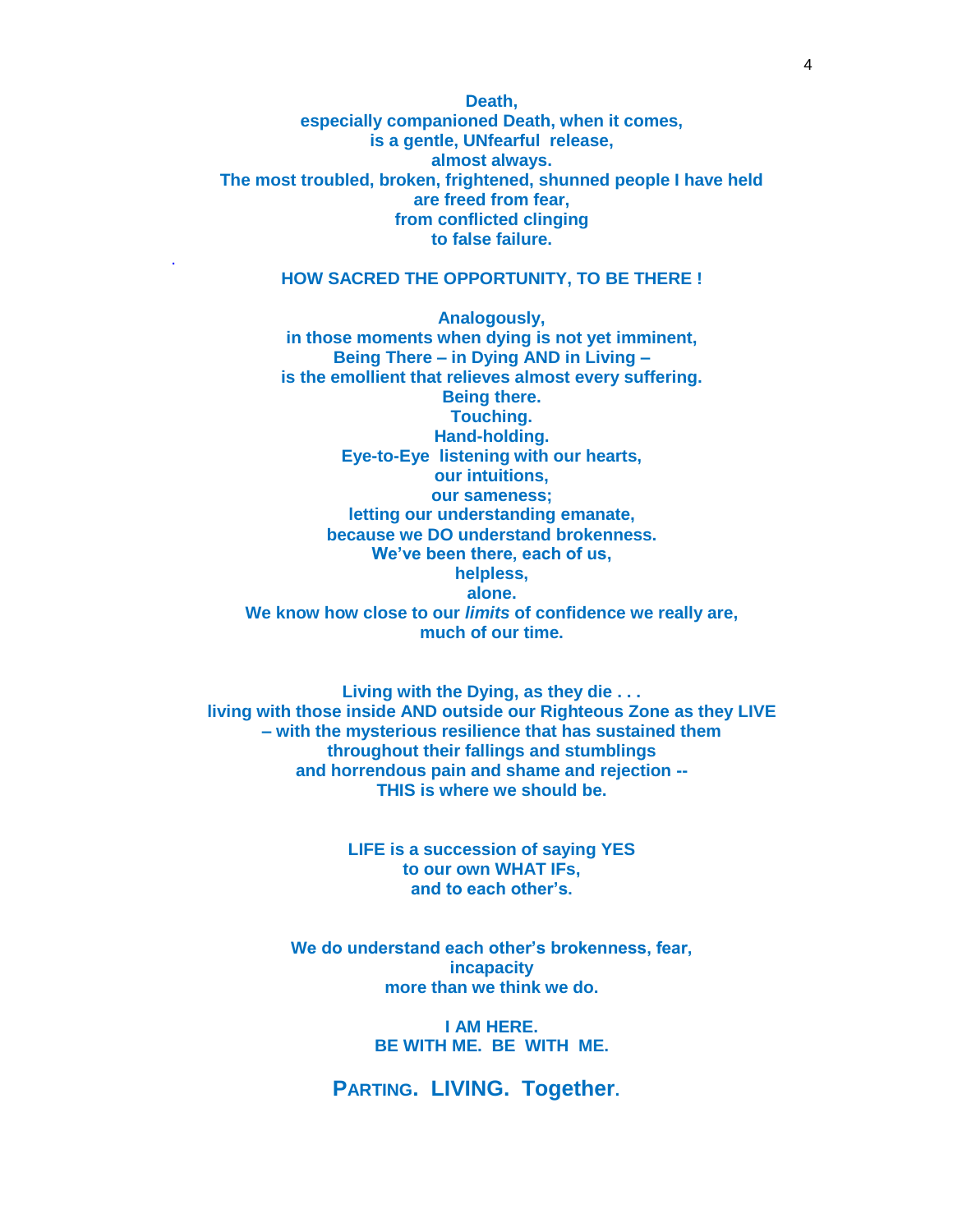**Death,**
**especially companioned Death, when it comes,**
**is a gentle, UNfearful release,**
**almost always.**
**The most troubled, broken, frightened, shunned people I have held**
**are freed from fear,**
**from conflicted clinging**
**to false failure.**

**HOW SACRED THE OPPORTUNITY, TO BE THERE !**

**Analogously,**
**in those moments when dying is not yet imminent,**
**Being There – in Dying AND in Living –**
**is the emollient that relieves almost every suffering.**
**Being there.**
**Touching.**
**Hand-holding.**
**Eye-to-Eye listening with our hearts,**
**our intuitions,**
**our sameness;**
**letting our understanding emanate,**
**because we DO understand brokenness.**
**We've been there, each of us,**
**helpless,**
**alone.**
**We know how close to our *limits* of confidence we really are,**
**much of our time.**

**Living with the Dying, as they die . . .**
**living with those inside AND outside our Righteous Zone as they LIVE**
**– with the mysterious resilience that has sustained them**
**throughout their fallings and stumblings**
**and horrendous pain and shame and rejection --**
**THIS is where we should be.**

**LIFE is a succession of saying YES**
**to our own WHAT IFs,**
**and to each other's.**

**We do understand each other's brokenness, fear,**
**incapacity**
**more than we think we do.**

**I AM HERE.**
**BE WITH ME. BE WITH ME.**

**PARTING. LIVING. Together.**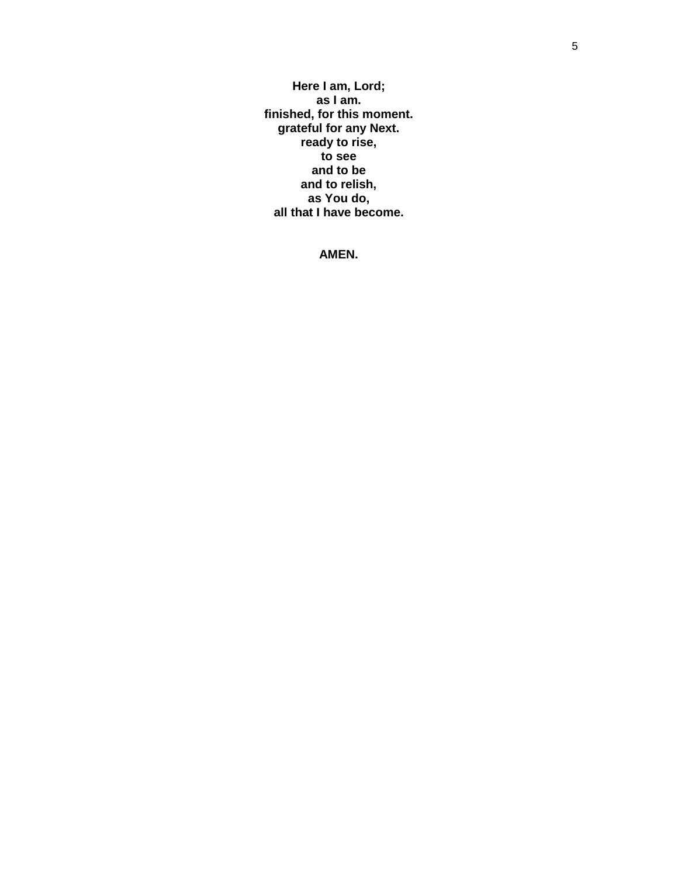**Here I am, Lord;**
**as I am.**
**finished, for this moment.**
**grateful for any Next.**
**ready to rise,**
**to see**
**and to be**
**and to relish,**
**as You do,**
**all that I have become.**

**AMEN.**